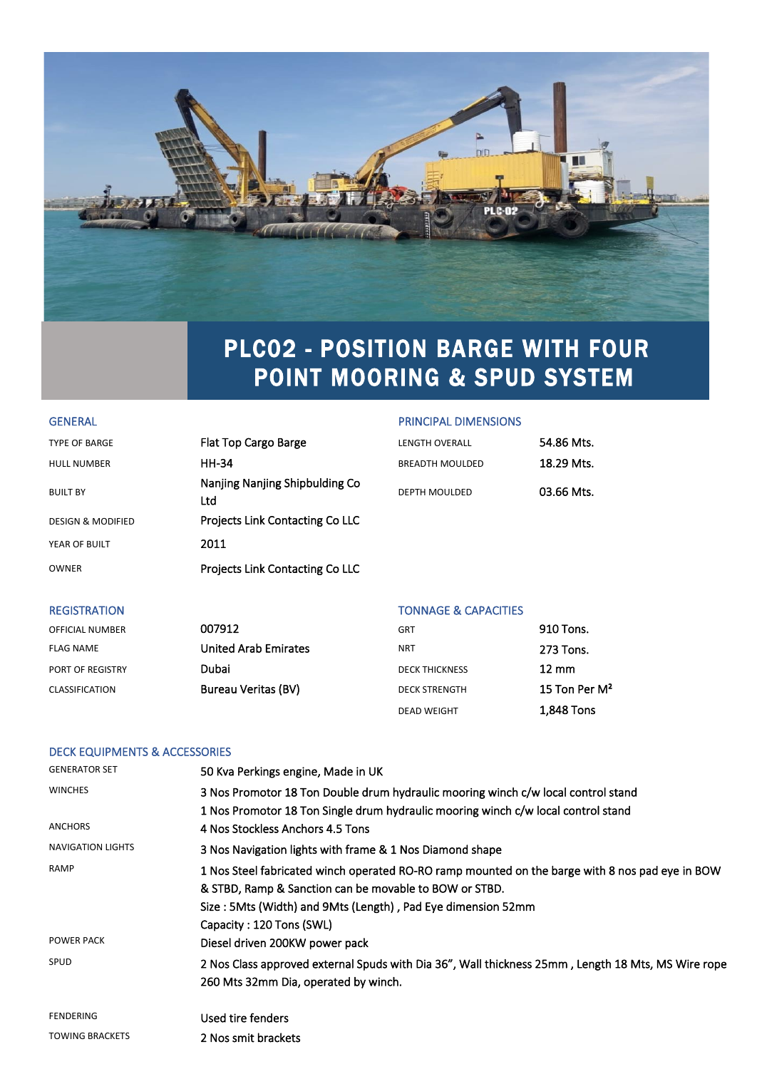# PLC02 - POSITION BARGE WITH FOUR POINT MOORING & SPUD SYSTEM

## GENERAL

| | |
|---|---|
| TYPE OF BARGE | Flat Top Cargo Barge |
| HULL NUMBER | HH-34 |
| BUILT BY | Nanjing Nanjing Shipbulding Co Ltd |
| DESIGN & MODIFIED | Projects Link Contacting Co LLC |
| YEAR OF BUILT | 2011 |
| OWNER | Projects Link Contacting Co LLC |

## PRINCIPAL DIMENSIONS

| | |
|---|---|
| LENGTH OVERALL | 54.86 Mts. |
| BREADTH MOULDED | 18.29 Mts. |
| DEPTH MOULDED | 03.66 Mts. |

## REGISTRATION

| | |
|---|---|
| OFFICIAL NUMBER | 007912 |
| FLAG NAME | United Arab Emirates |
| PORT OF REGISTRY | Dubai |
| CLASSIFICATION | Bureau Veritas (BV) |

## TONNAGE & CAPACITIES

| | |
|---|---|
| GRT | 910 Tons. |
| NRT | 273 Tons. |
| DECK THICKNESS | 12 mm |
| DECK STRENGTH | 15 Ton Per M² |
| DEAD WEIGHT | 1,848 Tons |

## DECK EQUIPMENTS & ACCESSORIES

| | |
|---|---|
| GENERATOR SET | 50 Kva Perkings engine, Made in UK |
| WINCHES | 3 Nos Promotor 18 Ton Double drum hydraulic mooring winch c/w local control stand<br>1 Nos Promotor 18 Ton Single drum hydraulic mooring winch c/w local control stand |
| ANCHORS | 4 Nos Stockless Anchors 4.5 Tons |
| NAVIGATION LIGHTS | 3 Nos Navigation lights with frame & 1 Nos Diamond shape |
| RAMP | 1 Nos Steel fabricated winch operated RO-RO ramp mounted on the barge with 8 nos pad eye in BOW & STBD, Ramp & Sanction can be movable to BOW or STBD.<br>Size : 5Mts (Width) and 9Mts (Length) , Pad Eye dimension 52mm<br>Capacity : 120 Tons (SWL) |
| POWER PACK | Diesel driven 200KW power pack |
| SPUD | 2 Nos Class approved external Spuds with Dia 36", Wall thickness 25mm , Length 18 Mts, MS Wire rope 260 Mts 32mm Dia, operated by winch. |
| FENDERING | Used tire fenders |
| TOWING BRACKETS | 2 Nos smit brackets |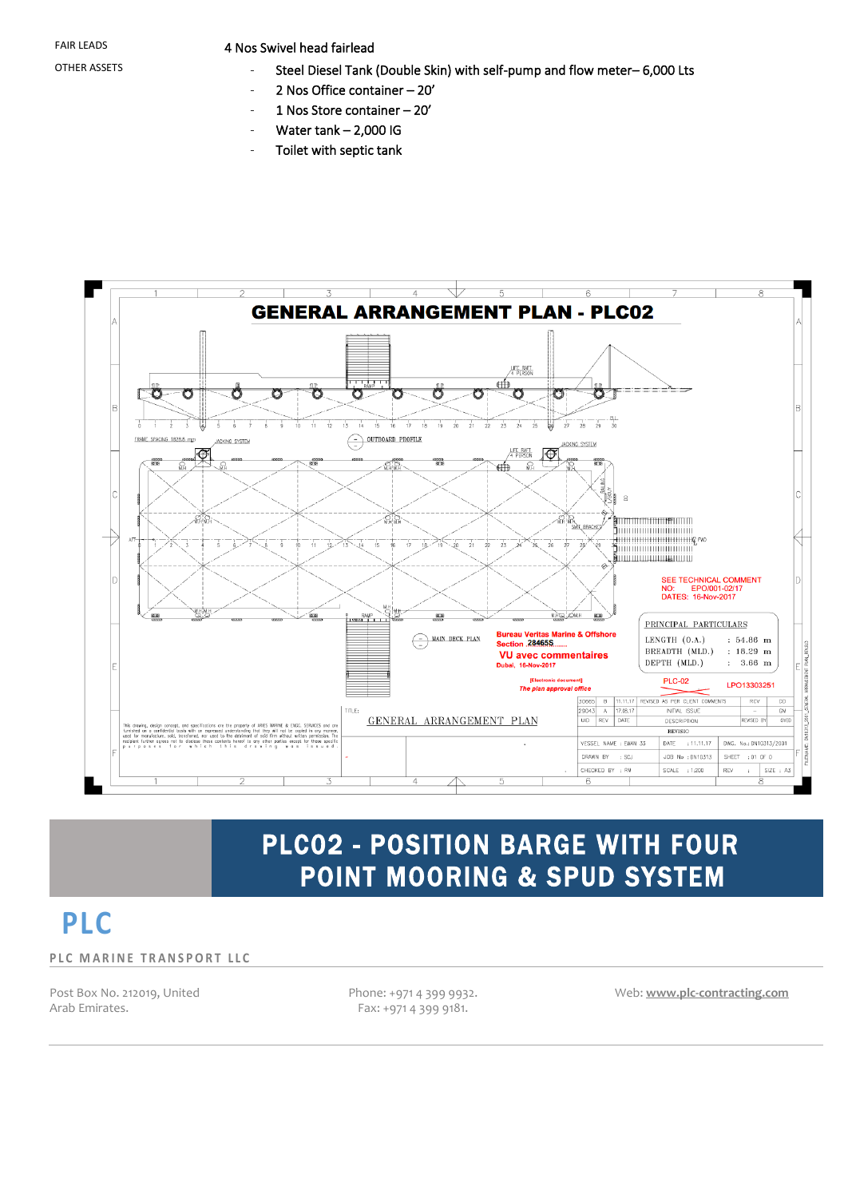| | |
|---|---|
| FAIR LEADS | 4 Nos Swivel head fairlead |
| OTHER ASSETS | - Steel Diesel Tank (Double Skin) with self-pump and flow meter– 6,000 Lts<br>- 2 Nos Office container – 20'<br>- 1 Nos Store container – 20'<br>- Water tank – 2,000 IG<br>- Toilet with septic tank |

GENERAL ARRANGEMENT PLAN - PLC02

OUTBOARD PROFILE

MAIN DECK PLAN

SEE TECHNICAL COMMENT
NO: EPO/001-02/17
DATES: 16-Nov-2017

Bureau Veritas Marine & Offshore
Section 28465S
VU avec commentaires
Dubai, 16-Nov-2017
[Electronic document]
The plan approval office

PRINCIPAL PARTICULARS
LENGTH (O.A.) : 54.86 m
BREADTH (MLD.) : 18.29 m
DEPTH (MLD.) : 3.66 m

PLC-02
LPO13303251

GENERAL ARRANGEMENT PLAN

## PLC02 - POSITION BARGE WITH FOUR POINT MOORING & SPUD SYSTEM

**PLC**

PLC MARINE TRANSPORT LLC

Post Box No. 212019, United Arab Emirates.

Phone: +971 4 399 9932.
Fax: +971 4 399 9181.

Web: **www.plc-contracting.com**